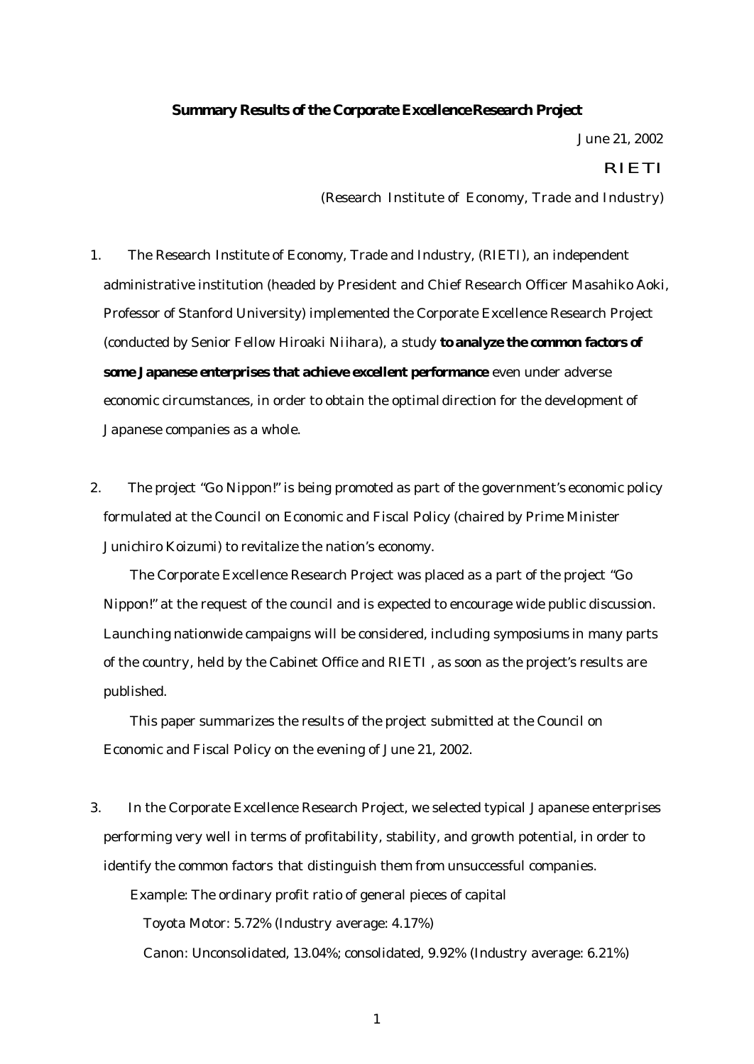# Summary Results of the Corporate Excellence Research Project

June 21, 2002

RIETI

(Research Institute of Economy, Trade and Industry)

1. The Research Institute of Economy, Trade and Industry, (RIETI), an independent administrative institution (headed by President and Chief Research Officer Masahiko Aoki, Professor of Stanford University) implemented the Corporate Excellence Research Project (conducted by Senior Fellow Hiroaki Niihara), a study **to analyze the common factors of some Japanese enterprises that achieve excellent performance** even under adverse economic circumstances, in order to obtain the optimal direction for the development of Japanese companies as a whole.

2. The project "Go Nippon!" is being promoted as part of the government's economic policy formulated at the Council on Economic and Fiscal Policy (chaired by Prime Minister Junichiro Koizumi) to revitalize the nation's economy.

   The Corporate Excellence Research Project was placed as a part of the project "Go Nippon!" at the request of the council and is expected to encourage wide public discussion. Launching nationwide campaigns will be considered, including symposiums in many parts of the country, held by the Cabinet Office and RIETI, as soon as the project's results are published.

   This paper summarizes the results of the project submitted at the Council on Economic and Fiscal Policy on the evening of June 21, 2002.

3. In the Corporate Excellence Research Project, we selected typical Japanese enterprises performing very well in terms of profitability, stability, and growth potential, in order to identify the common factors that distinguish them from unsuccessful companies.

   Example: The ordinary profit ratio of general pieces of capital

   Toyota Motor: 5.72% (Industry average: 4.17%)

   Canon: Unconsolidated, 13.04%; consolidated, 9.92% (Industry average: 6.21%)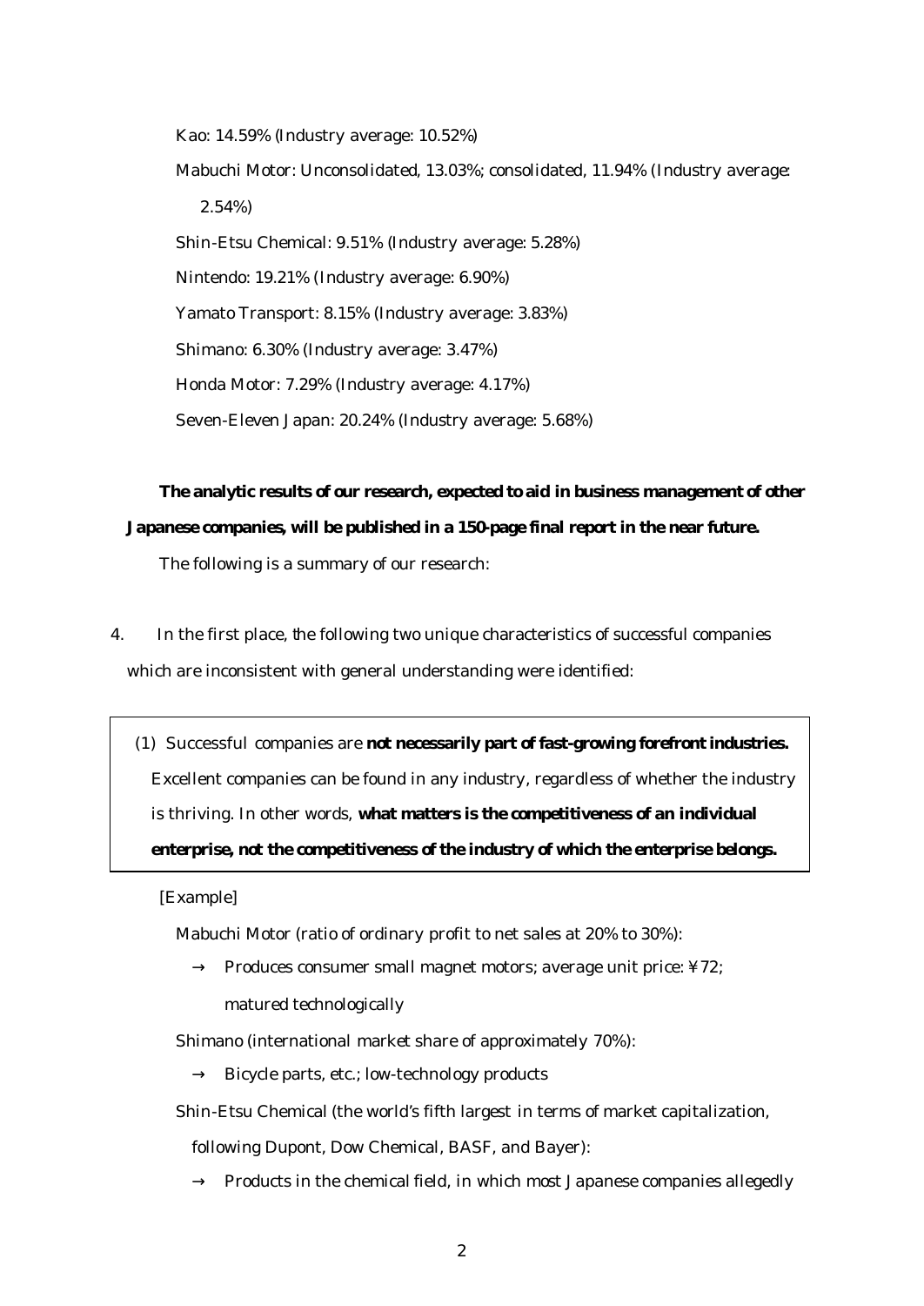Kao: 14.59% (Industry average: 10.52%)

Mabuchi Motor: Unconsolidated, 13.03%; consolidated, 11.94% (Industry average: 2.54%)

Shin-Etsu Chemical: 9.51% (Industry average: 5.28%)

Nintendo: 19.21% (Industry average: 6.90%)

Yamato Transport: 8.15% (Industry average: 3.83%)

Shimano: 6.30% (Industry average: 3.47%)

Honda Motor: 7.29% (Industry average: 4.17%)

Seven-Eleven Japan: 20.24% (Industry average: 5.68%)

**The analytic results of our research, expected to aid in business management of other Japanese companies, will be published in a 150-page final report in the near future.**

The following is a summary of our research:

4. In the first place, the following two unique characteristics of successful companies which are inconsistent with general understanding were identified:

(1) Successful companies are **not necessarily part of fast-growing forefront industries.** Excellent companies can be found in any industry, regardless of whether the industry is thriving. In other words, **what matters is the competitiveness of an individual enterprise, not the competitiveness of the industry of which the enterprise belongs.**

[Example]

Mabuchi Motor (ratio of ordinary profit to net sales at 20% to 30%):

→ Produces consumer small magnet motors; average unit price: ¥72; matured technologically

Shimano (international market share of approximately 70%):

→ Bicycle parts, etc.; low-technology products

Shin-Etsu Chemical (the world's fifth largest in terms of market capitalization, following Dupont, Dow Chemical, BASF, and Bayer):

→ Products in the chemical field, in which most Japanese companies allegedly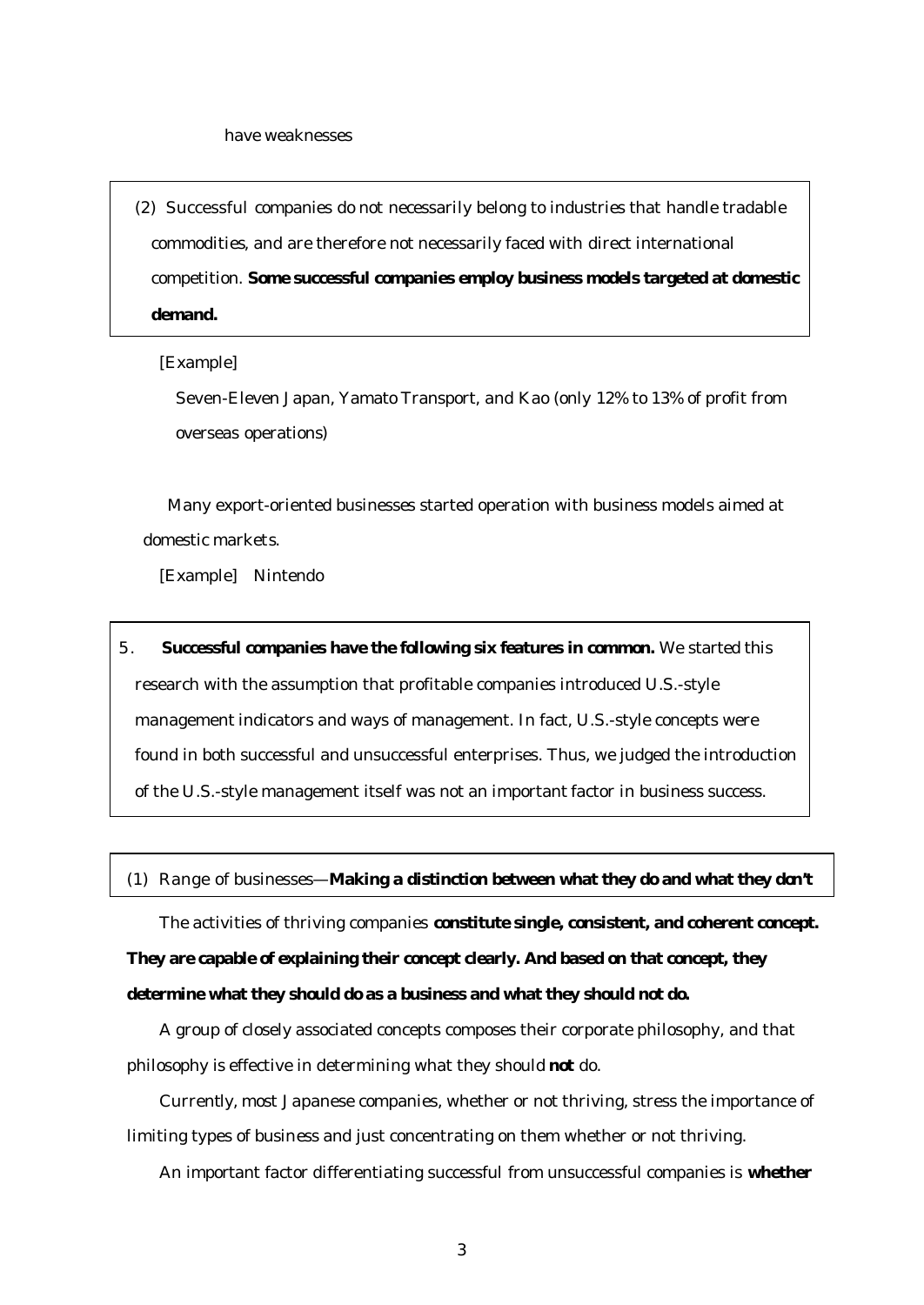have weaknesses

(2) Successful companies do not necessarily belong to industries that handle tradable commodities, and are therefore not necessarily faced with direct international competition. **Some successful companies employ business models targeted at domestic demand.**

[Example]

Seven-Eleven Japan, Yamato Transport, and Kao (only 12% to 13% of profit from overseas operations)

Many export-oriented businesses started operation with business models aimed at domestic markets.

[Example] Nintendo

5. **Successful companies have the following six features in common.** We started this research with the assumption that profitable companies introduced U.S.-style management indicators and ways of management. In fact, U.S.-style concepts were found in both successful and unsuccessful enterprises. Thus, we judged the introduction of the U.S.-style management itself was not an important factor in business success.

(1) Range of businesses—**Making a distinction between what they do and what they don't**

The activities of thriving companies **constitute single, consistent, and coherent concept. They are capable of explaining their concept clearly. And based on that concept, they determine what they should do as a business and what they should not do.**

A group of closely associated concepts composes their corporate philosophy, and that philosophy is effective in determining what they should **not** do.

Currently, most Japanese companies, whether or not thriving, stress the importance of limiting types of business and just concentrating on them whether or not thriving.

An important factor differentiating successful from unsuccessful companies is **whether**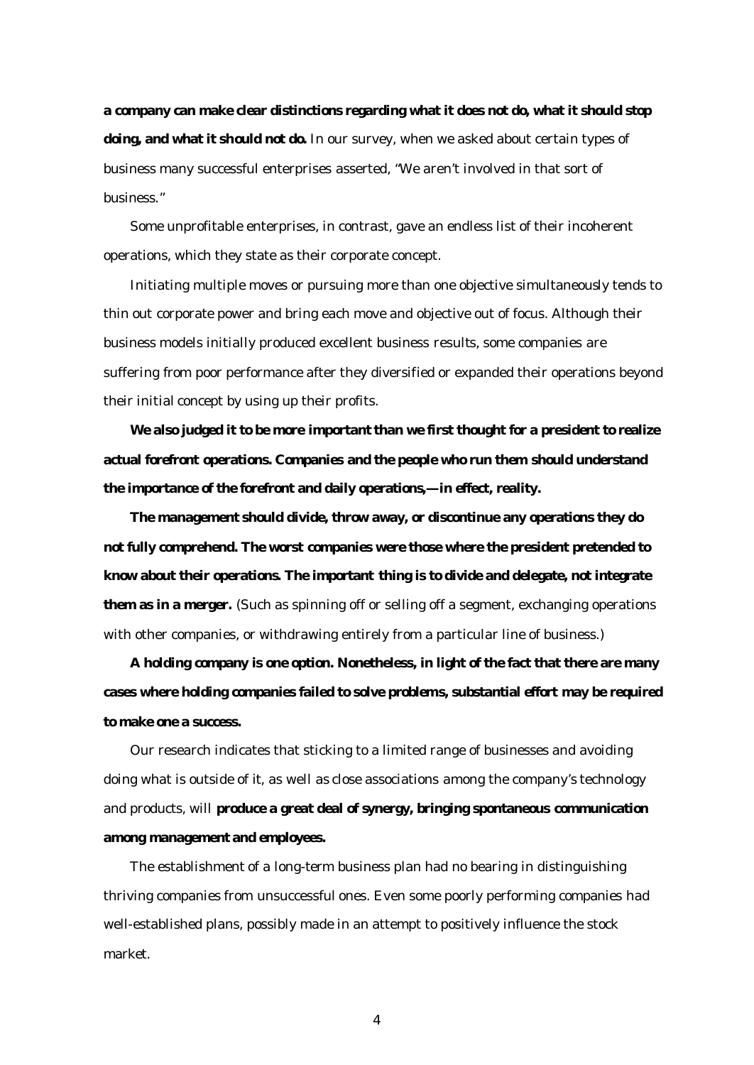**a company can make clear distinctions regarding what it does not do, what it should stop doing, and what it should not do.** In our survey, when we asked about certain types of business many successful enterprises asserted, "We aren't involved in that sort of business."

Some unprofitable enterprises, in contrast, gave an endless list of their incoherent operations, which they state as their corporate concept.

Initiating multiple moves or pursuing more than one objective simultaneously tends to thin out corporate power and bring each move and objective out of focus. Although their business models initially produced excellent business results, some companies are suffering from poor performance after they diversified or expanded their operations beyond their initial concept by using up their profits.

**We also judged it to be more important than we first thought for a president to realize actual forefront operations. Companies and the people who run them should understand the importance of the forefront and daily operations,—in effect, reality.**

**The management should divide, throw away, or discontinue any operations they do not fully comprehend. The worst companies were those where the president pretended to know about their operations. The important thing is to divide and delegate, not integrate them as in a merger.** (Such as spinning off or selling off a segment, exchanging operations with other companies, or withdrawing entirely from a particular line of business.)

**A holding company is one option. Nonetheless, in light of the fact that there are many cases where holding companies failed to solve problems, substantial effort may be required to make one a success.**

Our research indicates that sticking to a limited range of businesses and avoiding doing what is outside of it, as well as close associations among the company's technology and products, will **produce a great deal of synergy, bringing spontaneous communication among management and employees.**

The establishment of a long-term business plan had no bearing in distinguishing thriving companies from unsuccessful ones. Even some poorly performing companies had well-established plans, possibly made in an attempt to positively influence the stock market.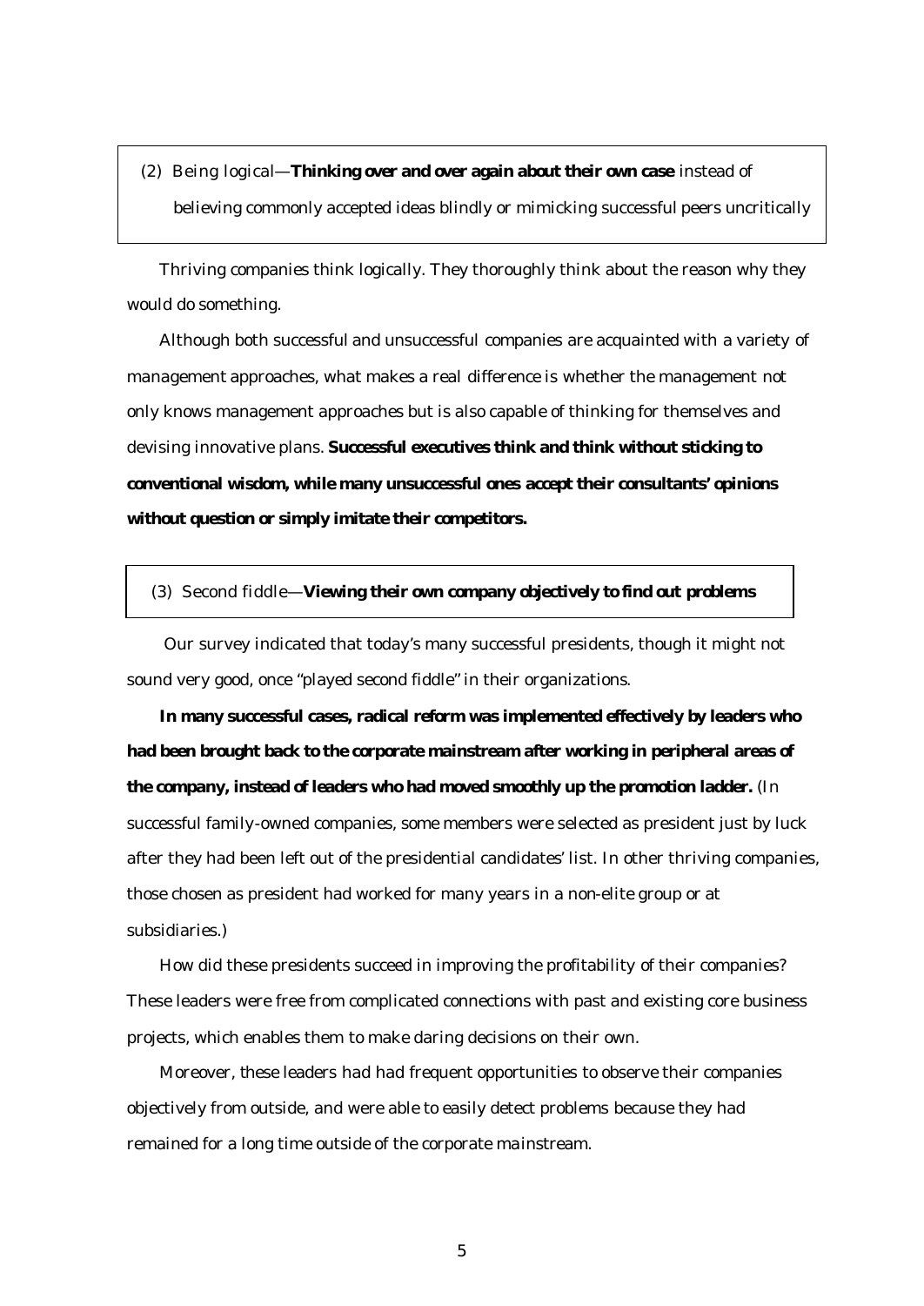(2) Being logical—**Thinking over and over again about their own case** instead of believing commonly accepted ideas blindly or mimicking successful peers uncritically

Thriving companies think logically. They thoroughly think about the reason why they would do something.

Although both successful and unsuccessful companies are acquainted with a variety of management approaches, what makes a real difference is whether the management not only knows management approaches but is also capable of thinking for themselves and devising innovative plans. **Successful executives think and think without sticking to conventional wisdom, while many unsuccessful ones accept their consultants' opinions without question or simply imitate their competitors.**

(3) Second fiddle—**Viewing their own company objectively to find out problems**

Our survey indicated that today's many successful presidents, though it might not sound very good, once "played second fiddle" in their organizations.

**In many successful cases, radical reform was implemented effectively by leaders who had been brought back to the corporate mainstream after working in peripheral areas of the company, instead of leaders who had moved smoothly up the promotion ladder.** (In successful family-owned companies, some members were selected as president just by luck after they had been left out of the presidential candidates' list. In other thriving companies, those chosen as president had worked for many years in a non-elite group or at subsidiaries.)

How did these presidents succeed in improving the profitability of their companies? These leaders were free from complicated connections with past and existing core business projects, which enables them to make daring decisions on their own.

Moreover, these leaders had had frequent opportunities to observe their companies objectively from outside, and were able to easily detect problems because they had remained for a long time outside of the corporate mainstream.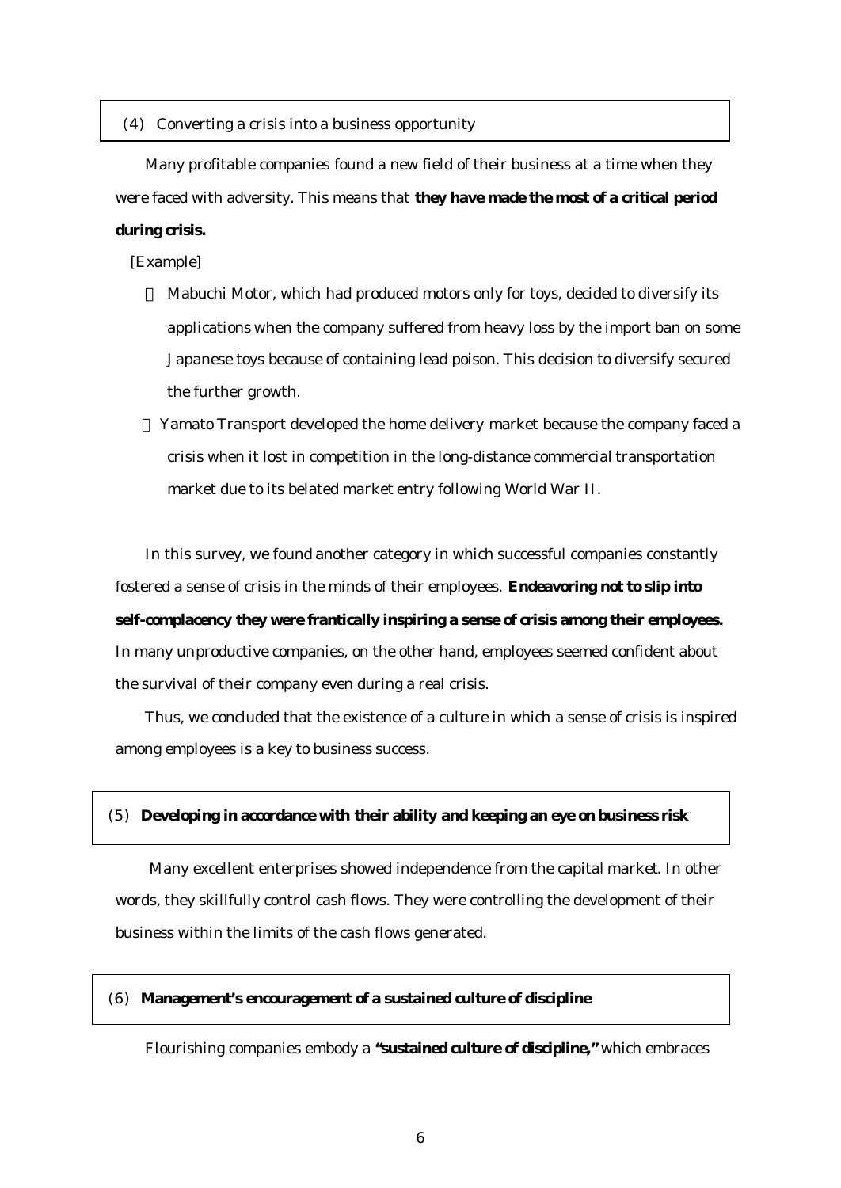## (4) Converting a crisis into a business opportunity

Many profitable companies found a new field of their business at a time when they were faced with adversity. This means that **they have made the most of a critical period during crisis.**

[Example]

- Mabuchi Motor, which had produced motors only for toys, decided to diversify its applications when the company suffered from heavy loss by the import ban on some Japanese toys because of containing lead poison. This decision to diversify secured the further growth.
- Yamato Transport developed the home delivery market because the company faced a crisis when it lost in competition in the long-distance commercial transportation market due to its belated market entry following World War II.

In this survey, we found another category in which successful companies constantly fostered a sense of crisis in the minds of their employees. **Endeavoring not to slip into self-complacency they were frantically inspiring a sense of crisis among their employees.** In many unproductive companies, on the other hand, employees seemed confident about the survival of their company even during a real crisis.

Thus, we concluded that the existence of a culture in which a sense of crisis is inspired among employees is a key to business success.

## (5) Developing in accordance with their ability and keeping an eye on business risk

Many excellent enterprises showed independence from the capital market. In other words, they skillfully control cash flows. They were controlling the development of their business within the limits of the cash flows generated.

## (6) Management's encouragement of a sustained culture of discipline

Flourishing companies embody a **"sustained culture of discipline,"** which embraces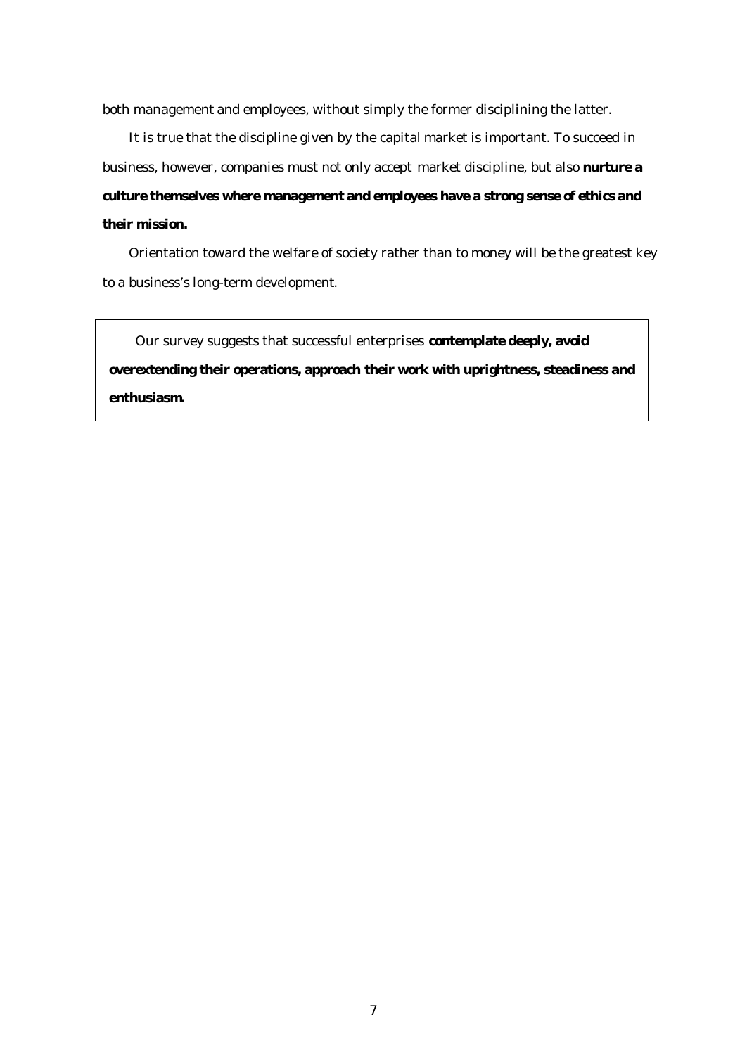both management and employees, without simply the former disciplining the latter.

It is true that the discipline given by the capital market is important. To succeed in business, however, companies must not only accept market discipline, but also **nurture a culture themselves where management and employees have a strong sense of ethics and their mission.**

Orientation toward the welfare of society rather than to money will be the greatest key to a business's long-term development.

> Our survey suggests that successful enterprises **contemplate deeply, avoid overextending their operations, approach their work with uprightness, steadiness and enthusiasm.**